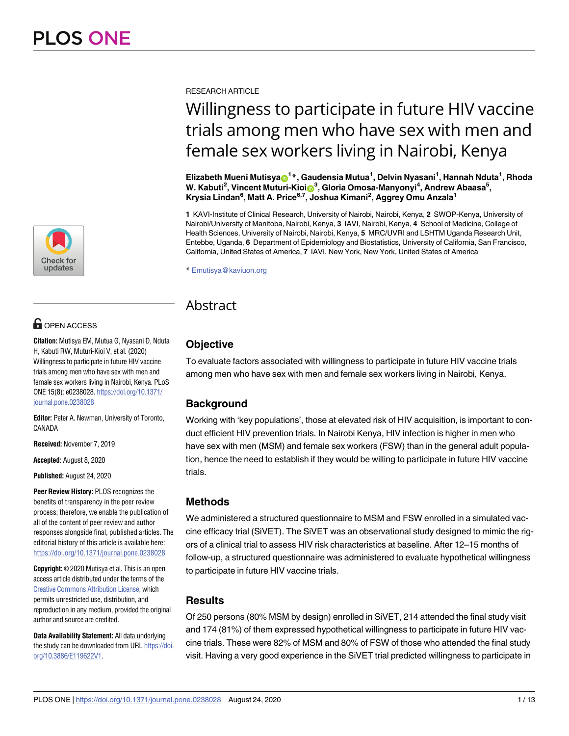RESEARCH ARTICLE

# Willingness to participate in future HIV vaccine trials among men who have sex with men and female sex workers living in Nairobi, Kenya

**Elizabeth Mueni Mutisya[1]*, Gaudensia Mutua[1], Delvin Nyasani[1], Hannah Nduta[1], Rhoda W. Kabuti[2], Vincent Muturi-Kioi[3], Gloria Omosa-Manyonyi[4], Andrew Abaasa[5], Krysia Lindan[6], Matt A. Price[6,7], Joshua Kimani[2], Aggrey Omu Anzala[1]**

**1** KAVI-Institute of Clinical Research, University of Nairobi, Nairobi, Kenya, **2** SWOP-Kenya, University of Nairobi/University of Manitoba, Nairobi, Kenya, **3** IAVI, Nairobi, Kenya, **4** School of Medicine, College of Health Sciences, University of Nairobi, Nairobi, Kenya, **5** MRC/UVRI and LSHTM Uganda Research Unit, Entebbe, Uganda, **6** Department of Epidemiology and Biostatistics, University of California, San Francisco, California, United States of America, **7** IAVI, New York, New York, United States of America

* Emutisya@kaviuon.org

OPEN ACCESS

**Citation:** Mutisya EM, Mutua G, Nyasani D, Nduta H, Kabuti RW, Muturi-Kioi V, et al. (2020) Willingness to participate in future HIV vaccine trials among men who have sex with men and female sex workers living in Nairobi, Kenya. PLoS ONE 15(8): e0238028. https://doi.org/10.1371/journal.pone.0238028

**Editor:** Peter A. Newman, University of Toronto, CANADA

**Received:** November 7, 2019

**Accepted:** August 8, 2020

**Published:** August 24, 2020

**Peer Review History:** PLOS recognizes the benefits of transparency in the peer review process; therefore, we enable the publication of all of the content of peer review and author responses alongside final, published articles. The editorial history of this article is available here: https://doi.org/10.1371/journal.pone.0238028

**Copyright:** © 2020 Mutisya et al. This is an open access article distributed under the terms of the Creative Commons Attribution License, which permits unrestricted use, distribution, and reproduction in any medium, provided the original author and source are credited.

**Data Availability Statement:** All data underlying the study can be downloaded from URL https://doi.org/10.3886/E119622V1.

## Abstract

### Objective

To evaluate factors associated with willingness to participate in future HIV vaccine trials among men who have sex with men and female sex workers living in Nairobi, Kenya.

### Background

Working with 'key populations', those at elevated risk of HIV acquisition, is important to conduct efficient HIV prevention trials. In Nairobi Kenya, HIV infection is higher in men who have sex with men (MSM) and female sex workers (FSW) than in the general adult population, hence the need to establish if they would be willing to participate in future HIV vaccine trials.

### Methods

We administered a structured questionnaire to MSM and FSW enrolled in a simulated vaccine efficacy trial (SiVET). The SiVET was an observational study designed to mimic the rigors of a clinical trial to assess HIV risk characteristics at baseline. After 12–15 months of follow-up, a structured questionnaire was administered to evaluate hypothetical willingness to participate in future HIV vaccine trials.

### Results

Of 250 persons (80% MSM by design) enrolled in SiVET, 214 attended the final study visit and 174 (81%) of them expressed hypothetical willingness to participate in future HIV vaccine trials. These were 82% of MSM and 80% of FSW of those who attended the final study visit. Having a very good experience in the SiVET trial predicted willingness to participate in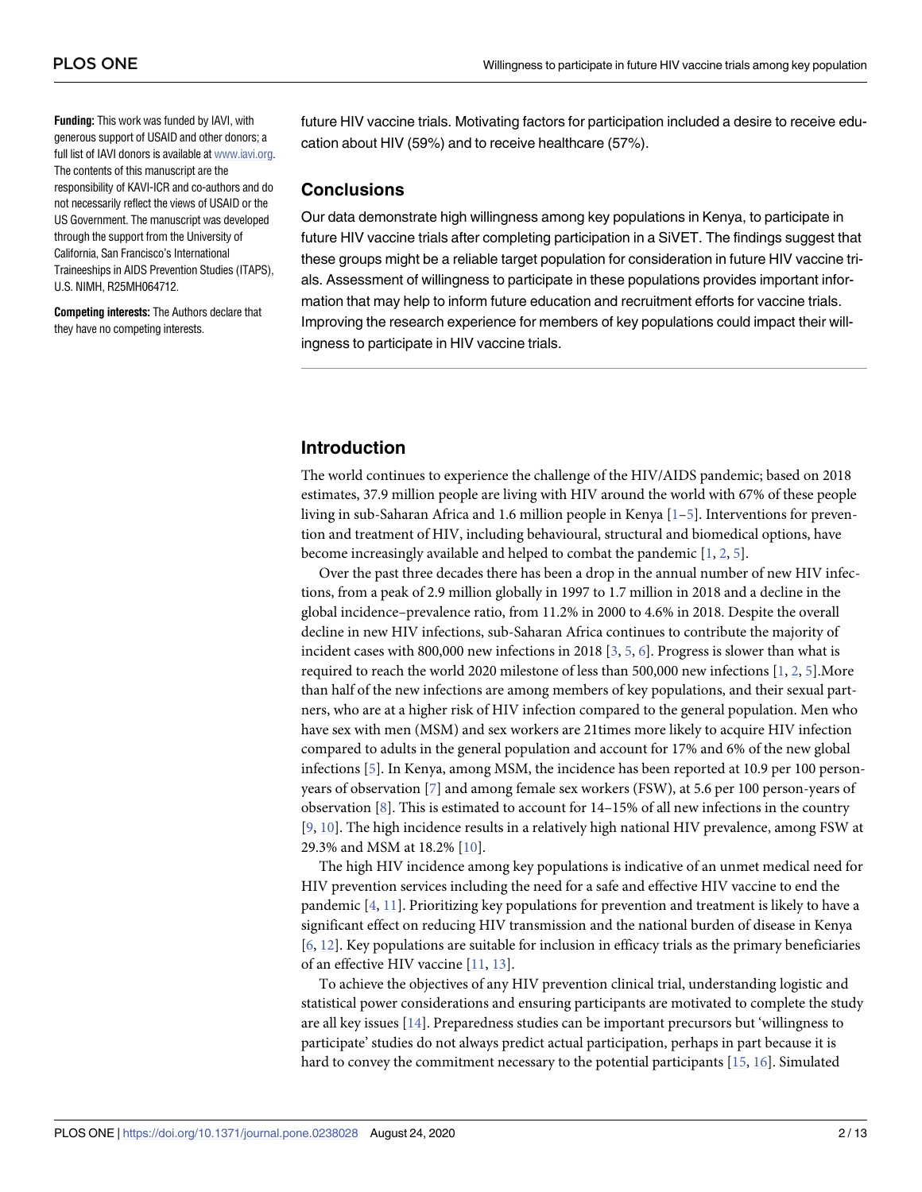**Funding:** This work was funded by IAVI, with generous support of USAID and other donors; a full list of IAVI donors is available at www.iavi.org. The contents of this manuscript are the responsibility of KAVI-ICR and co-authors and do not necessarily reflect the views of USAID or the US Government. The manuscript was developed through the support from the University of California, San Francisco's International Traineeships in AIDS Prevention Studies (ITAPS), U.S. NIMH, R25MH064712.

**Competing interests:** The Authors declare that they have no competing interests.

future HIV vaccine trials. Motivating factors for participation included a desire to receive education about HIV (59%) and to receive healthcare (57%).

### Conclusions

Our data demonstrate high willingness among key populations in Kenya, to participate in future HIV vaccine trials after completing participation in a SiVET. The findings suggest that these groups might be a reliable target population for consideration in future HIV vaccine trials. Assessment of willingness to participate in these populations provides important information that may help to inform future education and recruitment efforts for vaccine trials. Improving the research experience for members of key populations could impact their willingness to participate in HIV vaccine trials.

## Introduction

The world continues to experience the challenge of the HIV/AIDS pandemic; based on 2018 estimates, 37.9 million people are living with HIV around the world with 67% of these people living in sub-Saharan Africa and 1.6 million people in Kenya [1–5]. Interventions for prevention and treatment of HIV, including behavioural, structural and biomedical options, have become increasingly available and helped to combat the pandemic [1, 2, 5].

Over the past three decades there has been a drop in the annual number of new HIV infections, from a peak of 2.9 million globally in 1997 to 1.7 million in 2018 and a decline in the global incidence–prevalence ratio, from 11.2% in 2000 to 4.6% in 2018. Despite the overall decline in new HIV infections, sub-Saharan Africa continues to contribute the majority of incident cases with 800,000 new infections in 2018 [3, 5, 6]. Progress is slower than what is required to reach the world 2020 milestone of less than 500,000 new infections [1, 2, 5].More than half of the new infections are among members of key populations, and their sexual partners, who are at a higher risk of HIV infection compared to the general population. Men who have sex with men (MSM) and sex workers are 21times more likely to acquire HIV infection compared to adults in the general population and account for 17% and 6% of the new global infections [5]. In Kenya, among MSM, the incidence has been reported at 10.9 per 100 person-years of observation [7] and among female sex workers (FSW), at 5.6 per 100 person-years of observation [8]. This is estimated to account for 14–15% of all new infections in the country [9, 10]. The high incidence results in a relatively high national HIV prevalence, among FSW at 29.3% and MSM at 18.2% [10].

The high HIV incidence among key populations is indicative of an unmet medical need for HIV prevention services including the need for a safe and effective HIV vaccine to end the pandemic [4, 11]. Prioritizing key populations for prevention and treatment is likely to have a significant effect on reducing HIV transmission and the national burden of disease in Kenya [6, 12]. Key populations are suitable for inclusion in efficacy trials as the primary beneficiaries of an effective HIV vaccine [11, 13].

To achieve the objectives of any HIV prevention clinical trial, understanding logistic and statistical power considerations and ensuring participants are motivated to complete the study are all key issues [14]. Preparedness studies can be important precursors but 'willingness to participate' studies do not always predict actual participation, perhaps in part because it is hard to convey the commitment necessary to the potential participants [15, 16]. Simulated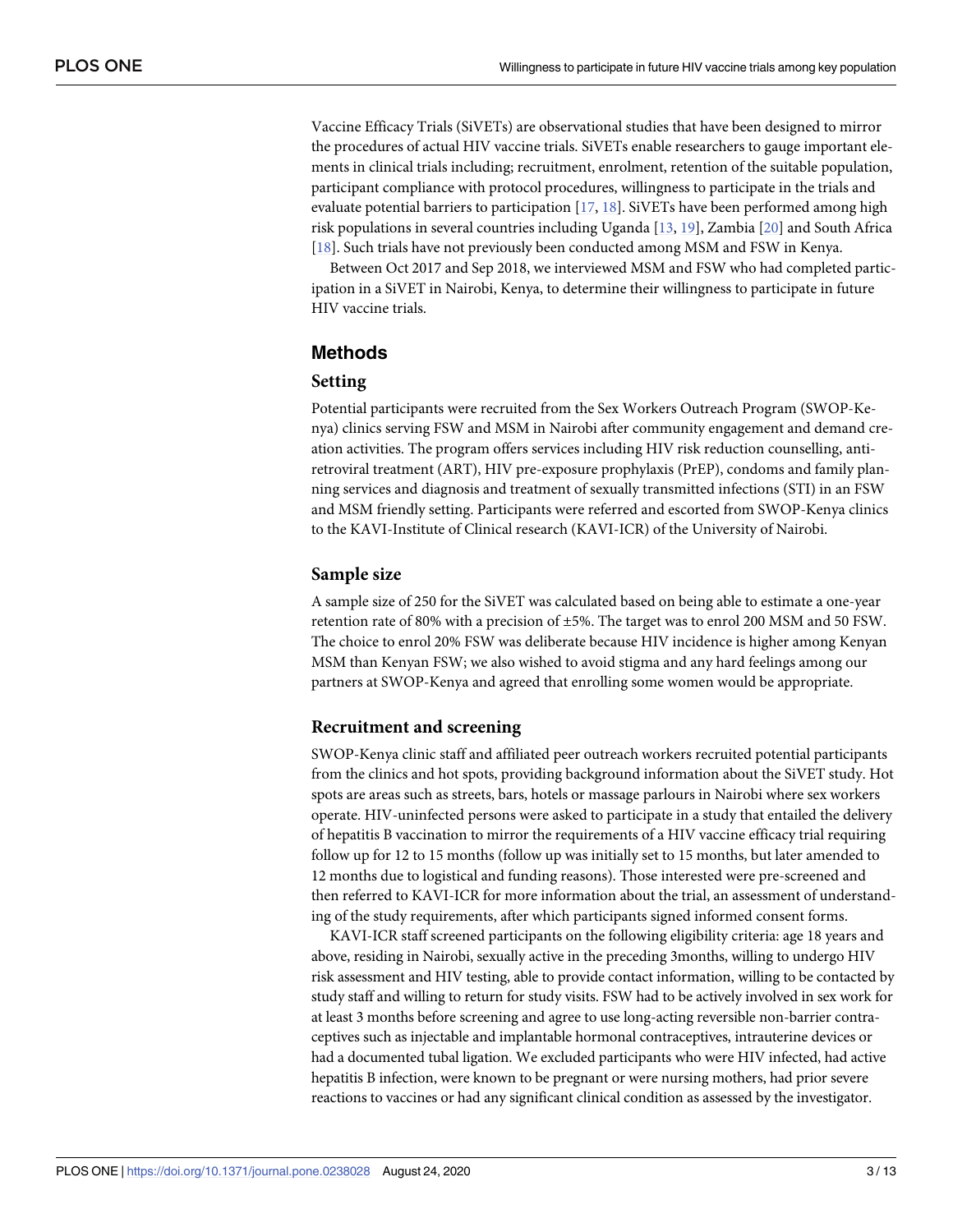Vaccine Efficacy Trials (SiVETs) are observational studies that have been designed to mirror the procedures of actual HIV vaccine trials. SiVETs enable researchers to gauge important elements in clinical trials including; recruitment, enrolment, retention of the suitable population, participant compliance with protocol procedures, willingness to participate in the trials and evaluate potential barriers to participation [17, 18]. SiVETs have been performed among high risk populations in several countries including Uganda [13, 19], Zambia [20] and South Africa [18]. Such trials have not previously been conducted among MSM and FSW in Kenya.

Between Oct 2017 and Sep 2018, we interviewed MSM and FSW who had completed participation in a SiVET in Nairobi, Kenya, to determine their willingness to participate in future HIV vaccine trials.

## Methods

### Setting

Potential participants were recruited from the Sex Workers Outreach Program (SWOP-Kenya) clinics serving FSW and MSM in Nairobi after community engagement and demand creation activities. The program offers services including HIV risk reduction counselling, antiretroviral treatment (ART), HIV pre-exposure prophylaxis (PrEP), condoms and family planning services and diagnosis and treatment of sexually transmitted infections (STI) in an FSW and MSM friendly setting. Participants were referred and escorted from SWOP-Kenya clinics to the KAVI-Institute of Clinical research (KAVI-ICR) of the University of Nairobi.

### Sample size

A sample size of 250 for the SiVET was calculated based on being able to estimate a one-year retention rate of 80% with a precision of ±5%. The target was to enrol 200 MSM and 50 FSW. The choice to enrol 20% FSW was deliberate because HIV incidence is higher among Kenyan MSM than Kenyan FSW; we also wished to avoid stigma and any hard feelings among our partners at SWOP-Kenya and agreed that enrolling some women would be appropriate.

### Recruitment and screening

SWOP-Kenya clinic staff and affiliated peer outreach workers recruited potential participants from the clinics and hot spots, providing background information about the SiVET study. Hot spots are areas such as streets, bars, hotels or massage parlours in Nairobi where sex workers operate. HIV-uninfected persons were asked to participate in a study that entailed the delivery of hepatitis B vaccination to mirror the requirements of a HIV vaccine efficacy trial requiring follow up for 12 to 15 months (follow up was initially set to 15 months, but later amended to 12 months due to logistical and funding reasons). Those interested were pre-screened and then referred to KAVI-ICR for more information about the trial, an assessment of understanding of the study requirements, after which participants signed informed consent forms.

KAVI-ICR staff screened participants on the following eligibility criteria: age 18 years and above, residing in Nairobi, sexually active in the preceding 3months, willing to undergo HIV risk assessment and HIV testing, able to provide contact information, willing to be contacted by study staff and willing to return for study visits. FSW had to be actively involved in sex work for at least 3 months before screening and agree to use long-acting reversible non-barrier contraceptives such as injectable and implantable hormonal contraceptives, intrauterine devices or had a documented tubal ligation. We excluded participants who were HIV infected, had active hepatitis B infection, were known to be pregnant or were nursing mothers, had prior severe reactions to vaccines or had any significant clinical condition as assessed by the investigator.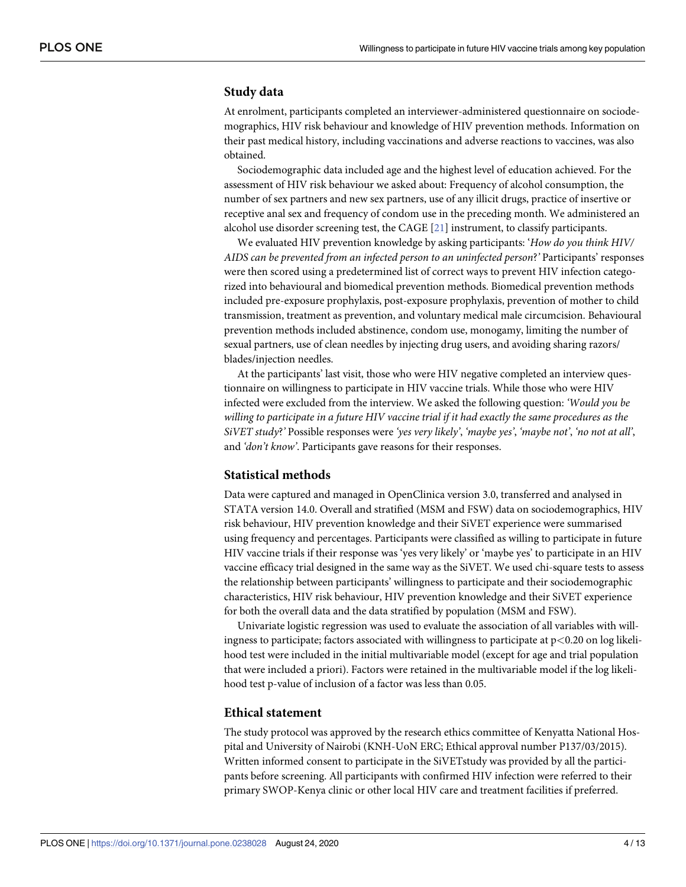## Study data

At enrolment, participants completed an interviewer-administered questionnaire on sociodemographics, HIV risk behaviour and knowledge of HIV prevention methods. Information on their past medical history, including vaccinations and adverse reactions to vaccines, was also obtained.

Sociodemographic data included age and the highest level of education achieved. For the assessment of HIV risk behaviour we asked about: Frequency of alcohol consumption, the number of sex partners and new sex partners, use of any illicit drugs, practice of insertive or receptive anal sex and frequency of condom use in the preceding month. We administered an alcohol use disorder screening test, the CAGE [21] instrument, to classify participants.

We evaluated HIV prevention knowledge by asking participants: '*How do you think HIV/AIDS can be prevented from an infected person to an uninfected person*?' Participants' responses were then scored using a predetermined list of correct ways to prevent HIV infection categorized into behavioural and biomedical prevention methods. Biomedical prevention methods included pre-exposure prophylaxis, post-exposure prophylaxis, prevention of mother to child transmission, treatment as prevention, and voluntary medical male circumcision. Behavioural prevention methods included abstinence, condom use, monogamy, limiting the number of sexual partners, use of clean needles by injecting drug users, and avoiding sharing razors/blades/injection needles.

At the participants' last visit, those who were HIV negative completed an interview questionnaire on willingness to participate in HIV vaccine trials. While those who were HIV infected were excluded from the interview. We asked the following question: *'Would you be willing to participate in a future HIV vaccine trial if it had exactly the same procedures as the SiVET study*?*'* Possible responses were *'yes very likely'*, *'maybe yes'*, *'maybe not'*, *'no not at all'*, and *'don't know'*. Participants gave reasons for their responses.

## Statistical methods

Data were captured and managed in OpenClinica version 3.0, transferred and analysed in STATA version 14.0. Overall and stratified (MSM and FSW) data on sociodemographics, HIV risk behaviour, HIV prevention knowledge and their SiVET experience were summarised using frequency and percentages. Participants were classified as willing to participate in future HIV vaccine trials if their response was 'yes very likely' or 'maybe yes' to participate in an HIV vaccine efficacy trial designed in the same way as the SiVET. We used chi-square tests to assess the relationship between participants' willingness to participate and their sociodemographic characteristics, HIV risk behaviour, HIV prevention knowledge and their SiVET experience for both the overall data and the data stratified by population (MSM and FSW).

Univariate logistic regression was used to evaluate the association of all variables with willingness to participate; factors associated with willingness to participate at $p<0.20$ on log likelihood test were included in the initial multivariable model (except for age and trial population that were included a priori). Factors were retained in the multivariable model if the log likelihood test p-value of inclusion of a factor was less than 0.05.

## Ethical statement

The study protocol was approved by the research ethics committee of Kenyatta National Hospital and University of Nairobi (KNH-UoN ERC; Ethical approval number P137/03/2015). Written informed consent to participate in the SiVETstudy was provided by all the participants before screening. All participants with confirmed HIV infection were referred to their primary SWOP-Kenya clinic or other local HIV care and treatment facilities if preferred.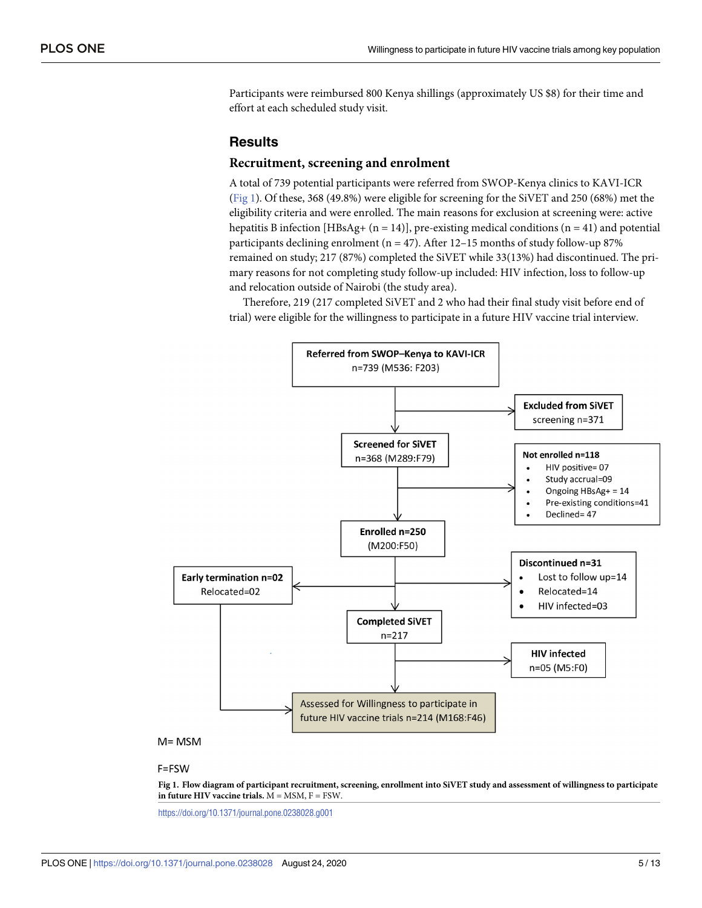Participants were reimbursed 800 Kenya shillings (approximately US $8) for their time and effort at each scheduled study visit.

## Results

### Recruitment, screening and enrolment

A total of 739 potential participants were referred from SWOP-Kenya clinics to KAVI-ICR (Fig 1). Of these, 368 (49.8%) were eligible for screening for the SiVET and 250 (68%) met the eligibility criteria and were enrolled. The main reasons for exclusion at screening were: active hepatitis B infection [HBsAg+ (n = 14)], pre-existing medical conditions (n = 41) and potential participants declining enrolment (n = 47). After 12–15 months of study follow-up 87% remained on study; 217 (87%) completed the SiVET while 33(13%) had discontinued. The primary reasons for not completing study follow-up included: HIV infection, loss to follow-up and relocation outside of Nairobi (the study area).

Therefore, 219 (217 completed SiVET and 2 who had their final study visit before end of trial) were eligible for the willingness to participate in a future HIV vaccine trial interview.

**Referred from SWOP–Kenya to KAVI-ICR** n=739 (M536: F203)

**Excluded from SiVET** screening n=371

**Screened for SiVET** n=368 (M289:F79)

**Not enrolled n=118**
- HIV positive= 07
- Study accrual=09
- Ongoing HBsAg+ = 14
- Pre-existing conditions=41
- Declined= 47

**Enrolled n=250** (M200:F50)

**Early termination n=02** Relocated=02

**Discontinued n=31**
- Lost to follow up=14
- Relocated=14
- HIV infected=03

**Completed SiVET** n=217

**HIV infected** n=05 (M5:F0)

Assessed for Willingness to participate in future HIV vaccine trials n=214 (M168:F46)

M= MSM

F=FSW

**Fig 1. Flow diagram of participant recruitment, screening, enrollment into SiVET study and assessment of willingness to participate in future HIV vaccine trials.** M = MSM, F = FSW.

https://doi.org/10.1371/journal.pone.0238028.g001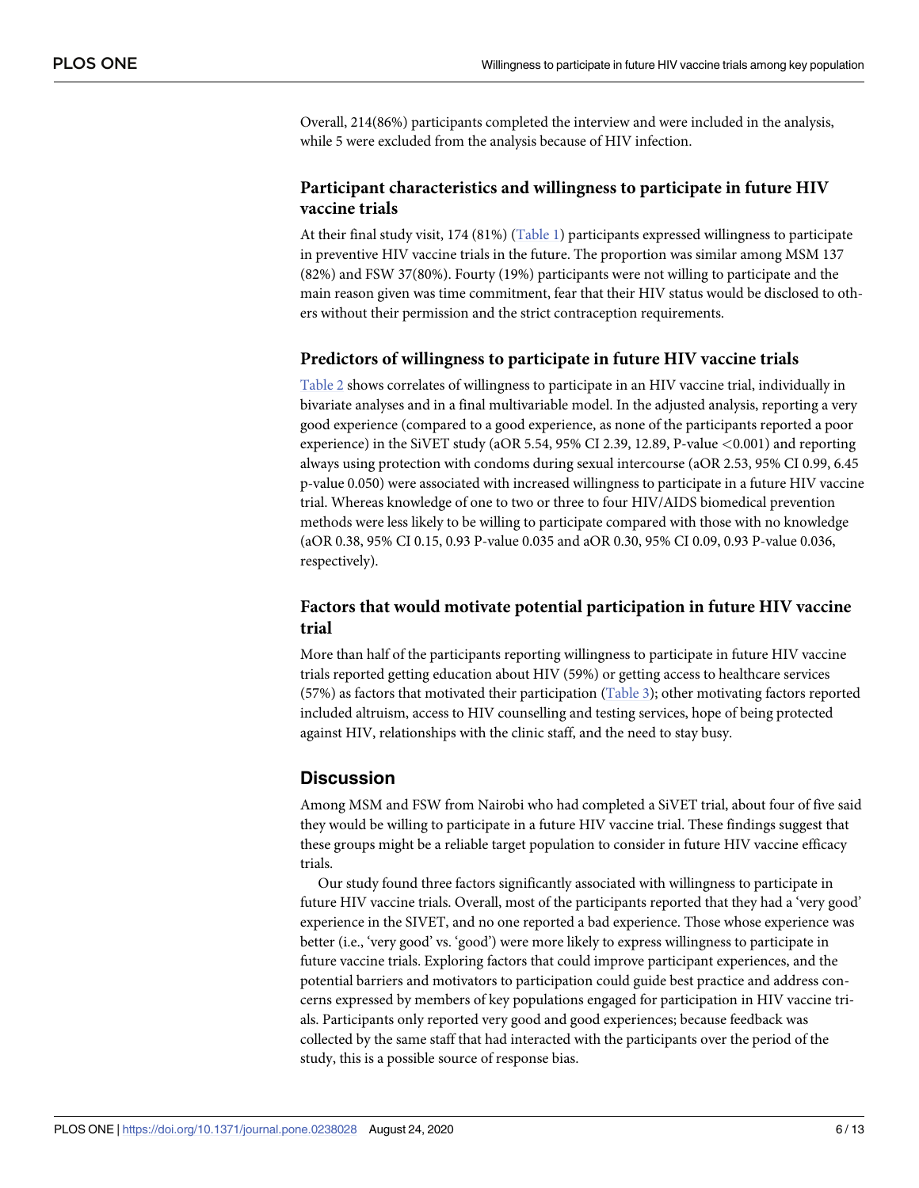Overall, 214(86%) participants completed the interview and were included in the analysis, while 5 were excluded from the analysis because of HIV infection.

### Participant characteristics and willingness to participate in future HIV vaccine trials

At their final study visit, 174 (81%) (Table 1) participants expressed willingness to participate in preventive HIV vaccine trials in the future. The proportion was similar among MSM 137 (82%) and FSW 37(80%). Fourty (19%) participants were not willing to participate and the main reason given was time commitment, fear that their HIV status would be disclosed to others without their permission and the strict contraception requirements.

### Predictors of willingness to participate in future HIV vaccine trials

Table 2 shows correlates of willingness to participate in an HIV vaccine trial, individually in bivariate analyses and in a final multivariable model. In the adjusted analysis, reporting a very good experience (compared to a good experience, as none of the participants reported a poor experience) in the SiVET study (aOR 5.54, 95% CI 2.39, 12.89, P-value <0.001) and reporting always using protection with condoms during sexual intercourse (aOR 2.53, 95% CI 0.99, 6.45 p-value 0.050) were associated with increased willingness to participate in a future HIV vaccine trial. Whereas knowledge of one to two or three to four HIV/AIDS biomedical prevention methods were less likely to be willing to participate compared with those with no knowledge (aOR 0.38, 95% CI 0.15, 0.93 P-value 0.035 and aOR 0.30, 95% CI 0.09, 0.93 P-value 0.036, respectively).

### Factors that would motivate potential participation in future HIV vaccine trial

More than half of the participants reporting willingness to participate in future HIV vaccine trials reported getting education about HIV (59%) or getting access to healthcare services (57%) as factors that motivated their participation (Table 3); other motivating factors reported included altruism, access to HIV counselling and testing services, hope of being protected against HIV, relationships with the clinic staff, and the need to stay busy.

## Discussion

Among MSM and FSW from Nairobi who had completed a SiVET trial, about four of five said they would be willing to participate in a future HIV vaccine trial. These findings suggest that these groups might be a reliable target population to consider in future HIV vaccine efficacy trials.

Our study found three factors significantly associated with willingness to participate in future HIV vaccine trials. Overall, most of the participants reported that they had a 'very good' experience in the SIVET, and no one reported a bad experience. Those whose experience was better (i.e., 'very good' vs. 'good') were more likely to express willingness to participate in future vaccine trials. Exploring factors that could improve participant experiences, and the potential barriers and motivators to participation could guide best practice and address concerns expressed by members of key populations engaged for participation in HIV vaccine trials. Participants only reported very good and good experiences; because feedback was collected by the same staff that had interacted with the participants over the period of the study, this is a possible source of response bias.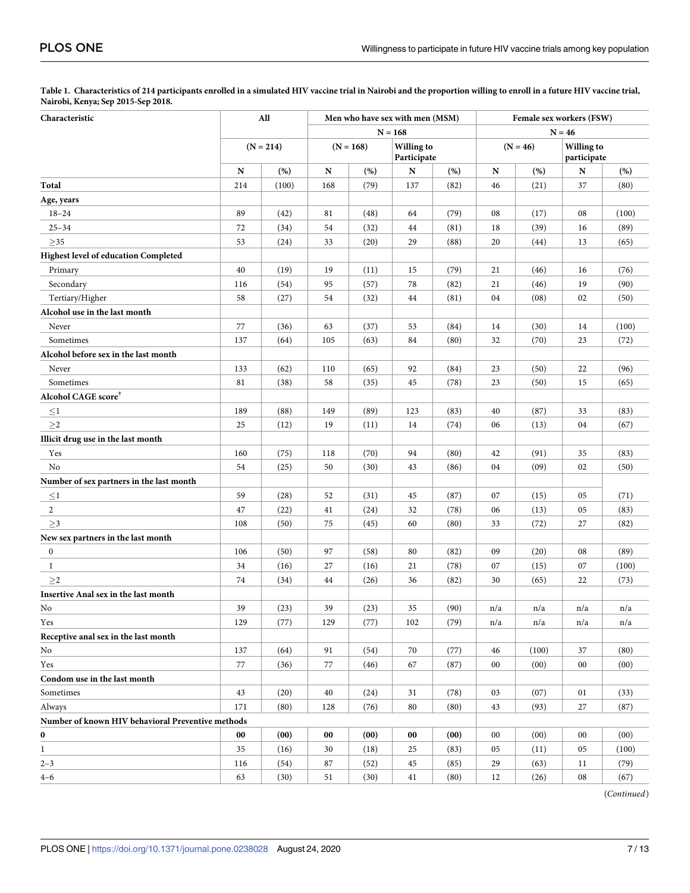**Table 1. Characteristics of 214 participants enrolled in a simulated HIV vaccine trial in Nairobi and the proportion willing to enroll in a future HIV vaccine trial, Nairobi, Kenya; Sep 2015-Sep 2018.**

| Characteristic | All | | Men who have sex with men (MSM) | | | | Female sex workers (FSW) | | | |
|---|---|---|---|---|---|---|---|---|---|---|
| | | | N = 168 | | | | N = 46 | | | |
| | (N = 214) | | (N = 168) | | Willing to Participate | | (N = 46) | | Willing to participate | |
| | N | (%) | N | (%) | N | (%) | N | (%) | N | (%) |
| **Total** | 214 | (100) | 168 | (79) | 137 | (82) | 46 | (21) | 37 | (80) |
| **Age, years** | | | | | | | | | | |
| 18–24 | 89 | (42) | 81 | (48) | 64 | (79) | 08 | (17) | 08 | (100) |
| 25–34 | 72 | (34) | 54 | (32) | 44 | (81) | 18 | (39) | 16 | (89) |
| ≥35 | 53 | (24) | 33 | (20) | 29 | (88) | 20 | (44) | 13 | (65) |
| **Highest level of education Completed** | | | | | | | | | | |
| Primary | 40 | (19) | 19 | (11) | 15 | (79) | 21 | (46) | 16 | (76) |
| Secondary | 116 | (54) | 95 | (57) | 78 | (82) | 21 | (46) | 19 | (90) |
| Tertiary/Higher | 58 | (27) | 54 | (32) | 44 | (81) | 04 | (08) | 02 | (50) |
| **Alcohol use in the last month** | | | | | | | | | | |
| Never | 77 | (36) | 63 | (37) | 53 | (84) | 14 | (30) | 14 | (100) |
| Sometimes | 137 | (64) | 105 | (63) | 84 | (80) | 32 | (70) | 23 | (72) |
| **Alcohol before sex in the last month** | | | | | | | | | | |
| Never | 133 | (62) | 110 | (65) | 92 | (84) | 23 | (50) | 22 | (96) |
| Sometimes | 81 | (38) | 58 | (35) | 45 | (78) | 23 | (50) | 15 | (65) |
| **Alcohol CAGE score**[†] | | | | | | | | | | |
| ≤1 | 189 | (88) | 149 | (89) | 123 | (83) | 40 | (87) | 33 | (83) |
| ≥2 | 25 | (12) | 19 | (11) | 14 | (74) | 06 | (13) | 04 | (67) |
| **Illicit drug use in the last month** | | | | | | | | | | |
| Yes | 160 | (75) | 118 | (70) | 94 | (80) | 42 | (91) | 35 | (83) |
| No | 54 | (25) | 50 | (30) | 43 | (86) | 04 | (09) | 02 | (50) |
| **Number of sex partners in the last month** | | | | | | | | | | |
| ≤1 | 59 | (28) | 52 | (31) | 45 | (87) | 07 | (15) | 05 | (71) |
| 2 | 47 | (22) | 41 | (24) | 32 | (78) | 06 | (13) | 05 | (83) |
| ≥3 | 108 | (50) | 75 | (45) | 60 | (80) | 33 | (72) | 27 | (82) |
| **New sex partners in the last month** | | | | | | | | | | |
| 0 | 106 | (50) | 97 | (58) | 80 | (82) | 09 | (20) | 08 | (89) |
| 1 | 34 | (16) | 27 | (16) | 21 | (78) | 07 | (15) | 07 | (100) |
| ≥2 | 74 | (34) | 44 | (26) | 36 | (82) | 30 | (65) | 22 | (73) |
| **Insertive Anal sex in the last month** | | | | | | | | | | |
| No | 39 | (23) | 39 | (23) | 35 | (90) | n/a | n/a | n/a | n/a |
| Yes | 129 | (77) | 129 | (77) | 102 | (79) | n/a | n/a | n/a | n/a |
| **Receptive anal sex in the last month** | | | | | | | | | | |
| No | 137 | (64) | 91 | (54) | 70 | (77) | 46 | (100) | 37 | (80) |
| Yes | 77 | (36) | 77 | (46) | 67 | (87) | 00 | (00) | 00 | (00) |
| **Condom use in the last month** | | | | | | | | | | |
| Sometimes | 43 | (20) | 40 | (24) | 31 | (78) | 03 | (07) | 01 | (33) |
| Always | 171 | (80) | 128 | (76) | 80 | (80) | 43 | (93) | 27 | (87) |
| **Number of known HIV behavioral Preventive methods** | | | | | | | | | | |
| **0** | **00** | **(00)** | **00** | **(00)** | **00** | **(00)** | 00 | (00) | 00 | (00) |
| 1 | 35 | (16) | 30 | (18) | 25 | (83) | 05 | (11) | 05 | (100) |
| 2–3 | 116 | (54) | 87 | (52) | 45 | (85) | 29 | (63) | 11 | (79) |
| 4–6 | 63 | (30) | 51 | (30) | 41 | (80) | 12 | (26) | 08 | (67) |

(*Continued*)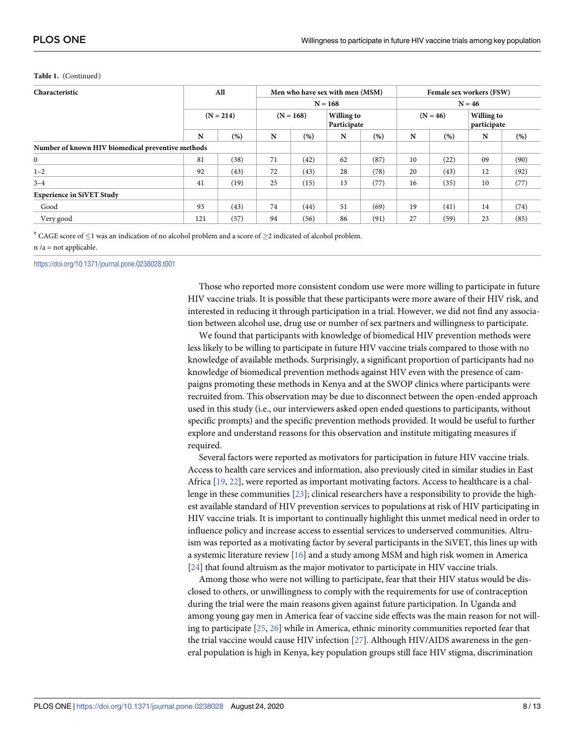**Table 1.** (Continued)

| Characteristic | All | | Men who have sex with men (MSM) | | | | Female sex workers (FSW) | | | |
|---|---|---|---|---|---|---|---|---|---|---|
| | | | N = 168 | | | | N = 46 | | | |
| | (N = 214) | | (N = 168) | | Willing to Participate | | (N = 46) | | Willing to participate | |
| | N | (%) | N | (%) | N | (%) | N | (%) | N | (%) |
| **Number of known HIV biomedical preventive methods** | | | | | | | | | | |
| 0 | 81 | (38) | 71 | (42) | 62 | (87) | 10 | (22) | 09 | (90) |
| 1–2 | 92 | (43) | 72 | (43) | 28 | (78) | 20 | (43) | 12 | (92) |
| 3–4 | 41 | (19) | 25 | (15) | 13 | (77) | 16 | (35) | 10 | (77) |
| **Experience in SiVET Study** | | | | | | | | | | |
| Good | 93 | (43) | 74 | (44) | 51 | (69) | 19 | (41) | 14 | (74) |
| Very good | 121 | (57) | 94 | (56) | 86 | (91) | 27 | (59) | 23 | (85) |

[†] CAGE score of ≤1 was an indication of no alcohol problem and a score of ≥2 indicated of alcohol problem.
n /a = not applicable.

https://doi.org/10.1371/journal.pone.0238028.t001

Those who reported more consistent condom use were more willing to participate in future HIV vaccine trials. It is possible that these participants were more aware of their HIV risk, and interested in reducing it through participation in a trial. However, we did not find any association between alcohol use, drug use or number of sex partners and willingness to participate.

We found that participants with knowledge of biomedical HIV prevention methods were less likely to be willing to participate in future HIV vaccine trials compared to those with no knowledge of available methods. Surprisingly, a significant proportion of participants had no knowledge of biomedical prevention methods against HIV even with the presence of campaigns promoting these methods in Kenya and at the SWOP clinics where participants were recruited from. This observation may be due to disconnect between the open-ended approach used in this study (i.e., our interviewers asked open ended questions to participants, without specific prompts) and the specific prevention methods provided. It would be useful to further explore and understand reasons for this observation and institute mitigating measures if required.

Several factors were reported as motivators for participation in future HIV vaccine trials. Access to health care services and information, also previously cited in similar studies in East Africa [19, 22], were reported as important motivating factors. Access to healthcare is a challenge in these communities [23]; clinical researchers have a responsibility to provide the highest available standard of HIV prevention services to populations at risk of HIV participating in HIV vaccine trials. It is important to continually highlight this unmet medical need in order to influence policy and increase access to essential services to underserved communities. Altruism was reported as a motivating factor by several participants in the SiVET, this lines up with a systemic literature review [16] and a study among MSM and high risk women in America [24] that found altruism as the major motivator to participate in HIV vaccine trials.

Among those who were not willing to participate, fear that their HIV status would be disclosed to others, or unwillingness to comply with the requirements for use of contraception during the trial were the main reasons given against future participation. In Uganda and among young gay men in America fear of vaccine side effects was the main reason for not willing to participate [25, 26] while in America, ethnic minority communities reported fear that the trial vaccine would cause HIV infection [27]. Although HIV/AIDS awareness in the general population is high in Kenya, key population groups still face HIV stigma, discrimination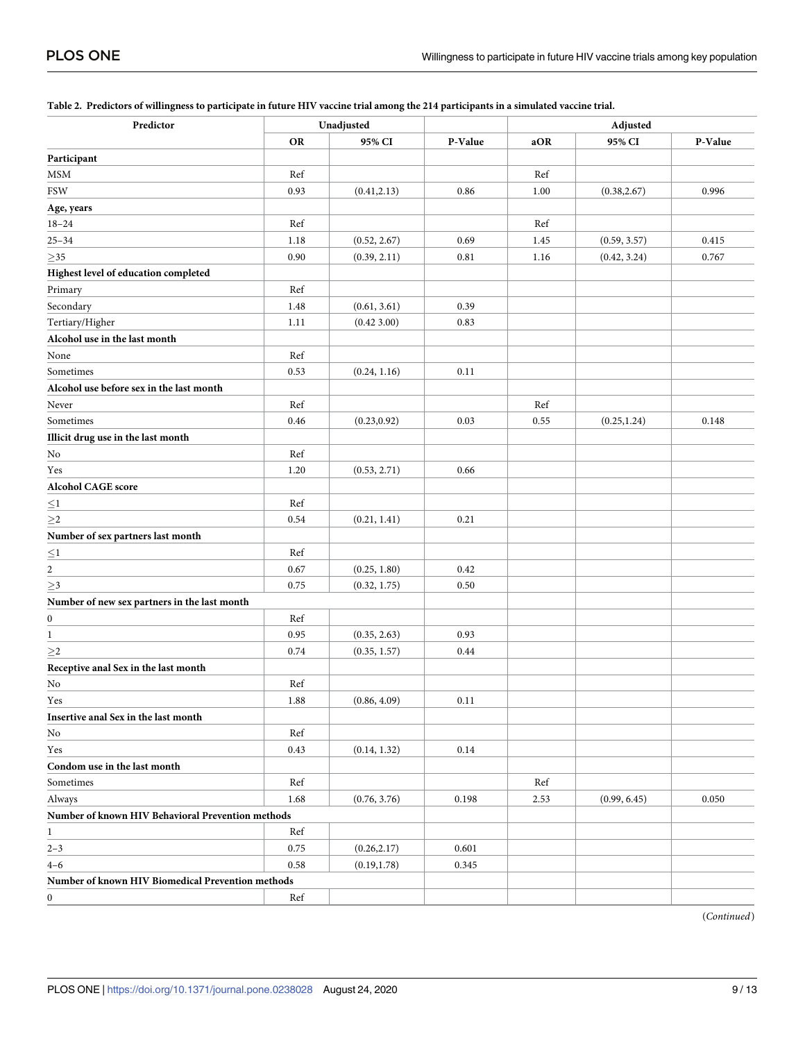**Table 2. Predictors of willingness to participate in future HIV vaccine trial among the 214 participants in a simulated vaccine trial.**

| Predictor | Unadjusted | | | Adjusted | | |
|---|---|---|---|---|---|---|
| | OR | 95% CI | P-Value | aOR | 95% CI | P-Value |
| **Participant** | | | | | | |
| MSM | Ref | | | Ref | | |
| FSW | 0.93 | (0.41,2.13) | 0.86 | 1.00 | (0.38,2.67) | 0.996 |
| **Age, years** | | | | | | |
| 18–24 | Ref | | | Ref | | |
| 25–34 | 1.18 | (0.52, 2.67) | 0.69 | 1.45 | (0.59, 3.57) | 0.415 |
| ≥35 | 0.90 | (0.39, 2.11) | 0.81 | 1.16 | (0.42, 3.24) | 0.767 |
| **Highest level of education completed** | | | | | | |
| Primary | Ref | | | | | |
| Secondary | 1.48 | (0.61, 3.61) | 0.39 | | | |
| Tertiary/Higher | 1.11 | (0.42 3.00) | 0.83 | | | |
| **Alcohol use in the last month** | | | | | | |
| None | Ref | | | | | |
| Sometimes | 0.53 | (0.24, 1.16) | 0.11 | | | |
| **Alcohol use before sex in the last month** | | | | | | |
| Never | Ref | | | Ref | | |
| Sometimes | 0.46 | (0.23,0.92) | 0.03 | 0.55 | (0.25,1.24) | 0.148 |
| **Illicit drug use in the last month** | | | | | | |
| No | Ref | | | | | |
| Yes | 1.20 | (0.53, 2.71) | 0.66 | | | |
| **Alcohol CAGE score** | | | | | | |
| ≤1 | Ref | | | | | |
| ≥2 | 0.54 | (0.21, 1.41) | 0.21 | | | |
| **Number of sex partners last month** | | | | | | |
| ≤1 | Ref | | | | | |
| 2 | 0.67 | (0.25, 1.80) | 0.42 | | | |
| ≥3 | 0.75 | (0.32, 1.75) | 0.50 | | | |
| **Number of new sex partners in the last month** | | | | | | |
| 0 | Ref | | | | | |
| 1 | 0.95 | (0.35, 2.63) | 0.93 | | | |
| ≥2 | 0.74 | (0.35, 1.57) | 0.44 | | | |
| **Receptive anal Sex in the last month** | | | | | | |
| No | Ref | | | | | |
| Yes | 1.88 | (0.86, 4.09) | 0.11 | | | |
| **Insertive anal Sex in the last month** | | | | | | |
| No | Ref | | | | | |
| Yes | 0.43 | (0.14, 1.32) | 0.14 | | | |
| **Condom use in the last month** | | | | | | |
| Sometimes | Ref | | | Ref | | |
| Always | 1.68 | (0.76, 3.76) | 0.198 | 2.53 | (0.99, 6.45) | 0.050 |
| **Number of known HIV Behavioral Prevention methods** | | | | | | |
| 1 | Ref | | | | | |
| 2–3 | 0.75 | (0.26,2.17) | 0.601 | | | |
| 4–6 | 0.58 | (0.19,1.78) | 0.345 | | | |
| **Number of known HIV Biomedical Prevention methods** | | | | | | |
| 0 | Ref | | | | | |

(*Continued*)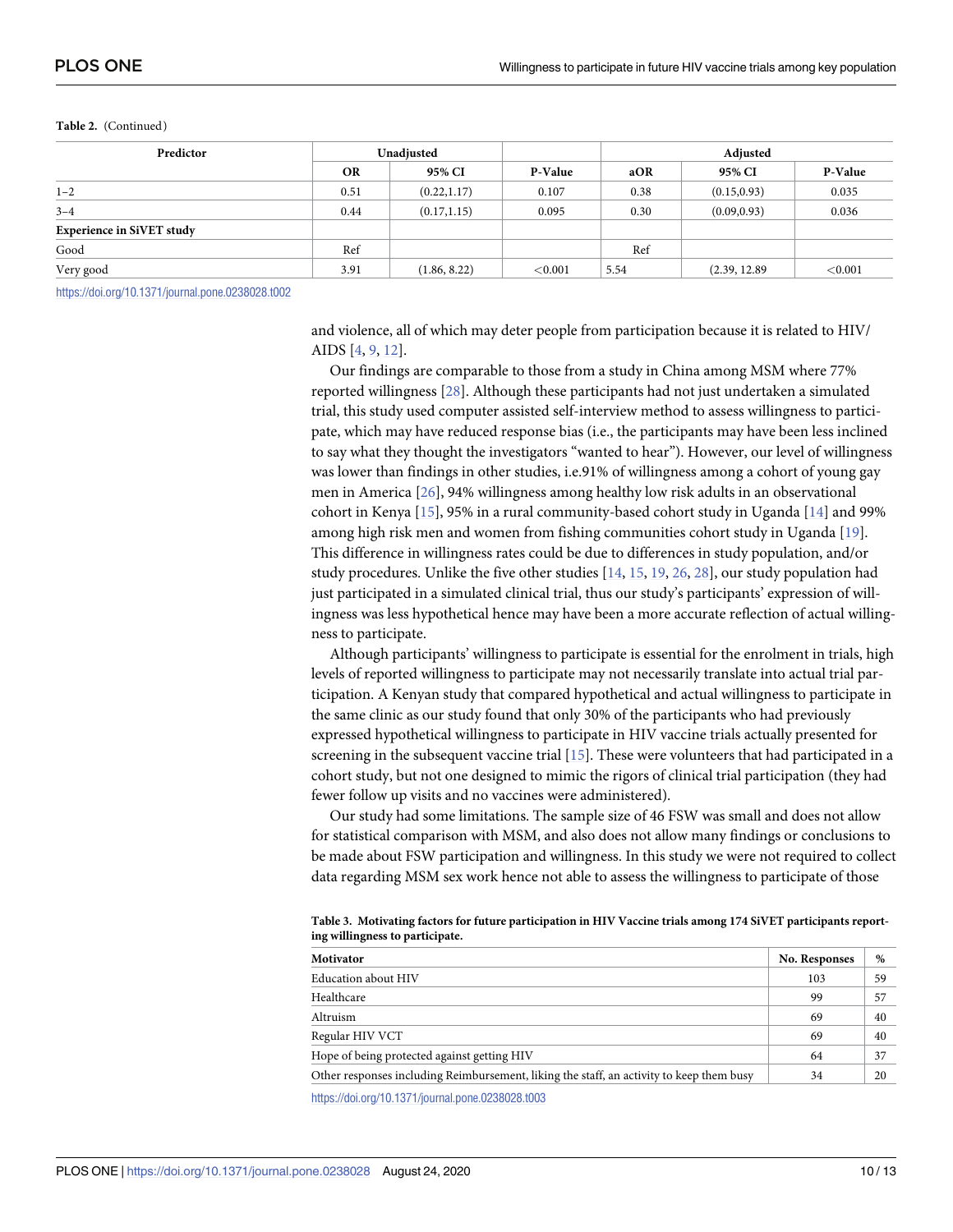**Table 2.** (Continued)

| Predictor | Unadjusted | | | Adjusted | | |
|---|---|---|---|---|---|---|
| | OR | 95% CI | P-Value | aOR | 95% CI | P-Value |
| 1–2 | 0.51 | (0.22,1.17) | 0.107 | 0.38 | (0.15,0.93) | 0.035 |
| 3–4 | 0.44 | (0.17,1.15) | 0.095 | 0.30 | (0.09,0.93) | 0.036 |
| **Experience in SiVET study** | | | | | | |
| Good | Ref | | | Ref | | |
| Very good | 3.91 | (1.86, 8.22) | <0.001 | 5.54 | (2.39, 12.89 | <0.001 |

https://doi.org/10.1371/journal.pone.0238028.t002

and violence, all of which may deter people from participation because it is related to HIV/AIDS [4, 9, 12].

Our findings are comparable to those from a study in China among MSM where 77% reported willingness [28]. Although these participants had not just undertaken a simulated trial, this study used computer assisted self-interview method to assess willingness to participate, which may have reduced response bias (i.e., the participants may have been less inclined to say what they thought the investigators "wanted to hear"). However, our level of willingness was lower than findings in other studies, i.e.91% of willingness among a cohort of young gay men in America [26], 94% willingness among healthy low risk adults in an observational cohort in Kenya [15], 95% in a rural community-based cohort study in Uganda [14] and 99% among high risk men and women from fishing communities cohort study in Uganda [19]. This difference in willingness rates could be due to differences in study population, and/or study procedures. Unlike the five other studies [14, 15, 19, 26, 28], our study population had just participated in a simulated clinical trial, thus our study's participants' expression of willingness was less hypothetical hence may have been a more accurate reflection of actual willingness to participate.

Although participants' willingness to participate is essential for the enrolment in trials, high levels of reported willingness to participate may not necessarily translate into actual trial participation. A Kenyan study that compared hypothetical and actual willingness to participate in the same clinic as our study found that only 30% of the participants who had previously expressed hypothetical willingness to participate in HIV vaccine trials actually presented for screening in the subsequent vaccine trial [15]. These were volunteers that had participated in a cohort study, but not one designed to mimic the rigors of clinical trial participation (they had fewer follow up visits and no vaccines were administered).

Our study had some limitations. The sample size of 46 FSW was small and does not allow for statistical comparison with MSM, and also does not allow many findings or conclusions to be made about FSW participation and willingness. In this study we were not required to collect data regarding MSM sex work hence not able to assess the willingness to participate of those

**Table 3. Motivating factors for future participation in HIV Vaccine trials among 174 SiVET participants reporting willingness to participate.**

| Motivator | No. Responses | % |
|---|---|---|
| Education about HIV | 103 | 59 |
| Healthcare | 99 | 57 |
| Altruism | 69 | 40 |
| Regular HIV VCT | 69 | 40 |
| Hope of being protected against getting HIV | 64 | 37 |
| Other responses including Reimbursement, liking the staff, an activity to keep them busy | 34 | 20 |

https://doi.org/10.1371/journal.pone.0238028.t003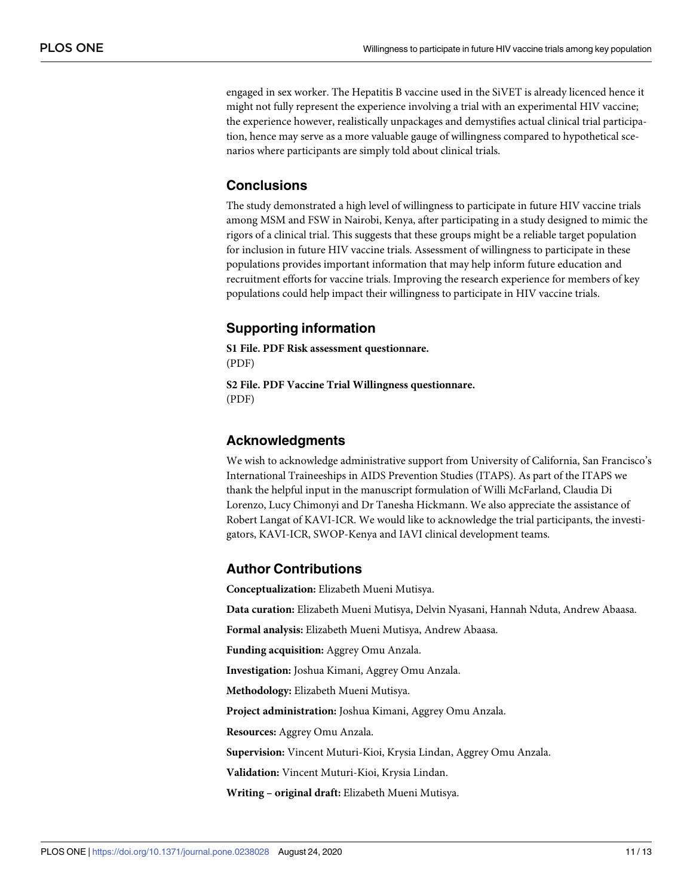engaged in sex worker. The Hepatitis B vaccine used in the SiVET is already licenced hence it might not fully represent the experience involving a trial with an experimental HIV vaccine; the experience however, realistically unpackages and demystifies actual clinical trial participation, hence may serve as a more valuable gauge of willingness compared to hypothetical scenarios where participants are simply told about clinical trials.

## Conclusions

The study demonstrated a high level of willingness to participate in future HIV vaccine trials among MSM and FSW in Nairobi, Kenya, after participating in a study designed to mimic the rigors of a clinical trial. This suggests that these groups might be a reliable target population for inclusion in future HIV vaccine trials. Assessment of willingness to participate in these populations provides important information that may help inform future education and recruitment efforts for vaccine trials. Improving the research experience for members of key populations could help impact their willingness to participate in HIV vaccine trials.

## Supporting information

**S1 File. PDF Risk assessment questionnare.**
(PDF)

**S2 File. PDF Vaccine Trial Willingness questionnare.**
(PDF)

## Acknowledgments

We wish to acknowledge administrative support from University of California, San Francisco's International Traineeships in AIDS Prevention Studies (ITAPS). As part of the ITAPS we thank the helpful input in the manuscript formulation of Willi McFarland, Claudia Di Lorenzo, Lucy Chimonyi and Dr Tanesha Hickmann. We also appreciate the assistance of Robert Langat of KAVI-ICR. We would like to acknowledge the trial participants, the investigators, KAVI-ICR, SWOP-Kenya and IAVI clinical development teams.

## Author Contributions

**Conceptualization:** Elizabeth Mueni Mutisya.

**Data curation:** Elizabeth Mueni Mutisya, Delvin Nyasani, Hannah Nduta, Andrew Abaasa.

**Formal analysis:** Elizabeth Mueni Mutisya, Andrew Abaasa.

**Funding acquisition:** Aggrey Omu Anzala.

**Investigation:** Joshua Kimani, Aggrey Omu Anzala.

**Methodology:** Elizabeth Mueni Mutisya.

**Project administration:** Joshua Kimani, Aggrey Omu Anzala.

**Resources:** Aggrey Omu Anzala.

**Supervision:** Vincent Muturi-Kioi, Krysia Lindan, Aggrey Omu Anzala.

**Validation:** Vincent Muturi-Kioi, Krysia Lindan.

**Writing – original draft:** Elizabeth Mueni Mutisya.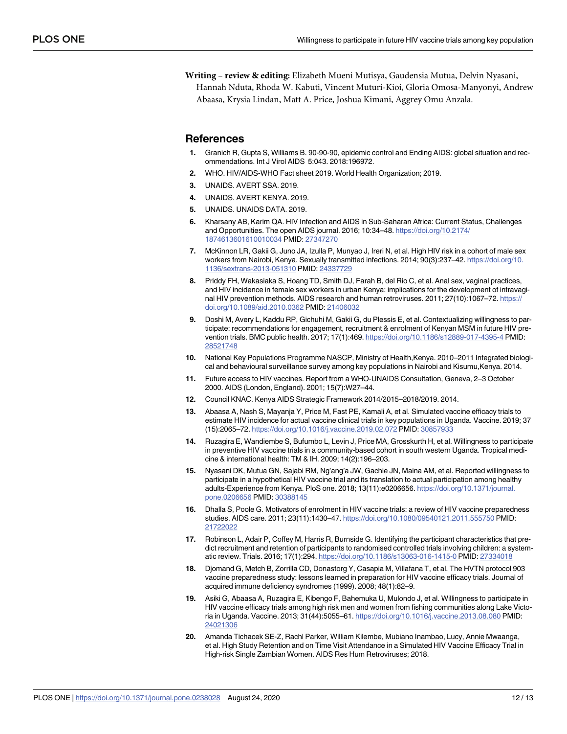**Writing – review & editing:** Elizabeth Mueni Mutisya, Gaudensia Mutua, Delvin Nyasani, Hannah Nduta, Rhoda W. Kabuti, Vincent Muturi-Kioi, Gloria Omosa-Manyonyi, Andrew Abaasa, Krysia Lindan, Matt A. Price, Joshua Kimani, Aggrey Omu Anzala.

## References

1. Granich R, Gupta S, Williams B. 90-90-90, epidemic control and Ending AIDS: global situation and recommendations. Int J Virol AIDS 5:043. 2018:196972.
2. WHO. HIV/AIDS-WHO Fact sheet 2019. World Health Organization; 2019.
3. UNAIDS. AVERT SSA. 2019.
4. UNAIDS. AVERT KENYA. 2019.
5. UNAIDS. UNAIDS DATA. 2019.
6. Kharsany AB, Karim QA. HIV Infection and AIDS in Sub-Saharan Africa: Current Status, Challenges and Opportunities. The open AIDS journal. 2016; 10:34–48. https://doi.org/10.2174/1874613601610010034 PMID: 27347270
7. McKinnon LR, Gakii G, Juno JA, Izulla P, Munyao J, Ireri N, et al. High HIV risk in a cohort of male sex workers from Nairobi, Kenya. Sexually transmitted infections. 2014; 90(3):237–42. https://doi.org/10.1136/sextrans-2013-051310 PMID: 24337729
8. Priddy FH, Wakasiaka S, Hoang TD, Smith DJ, Farah B, del Rio C, et al. Anal sex, vaginal practices, and HIV incidence in female sex workers in urban Kenya: implications for the development of intravaginal HIV prevention methods. AIDS research and human retroviruses. 2011; 27(10):1067–72. https://doi.org/10.1089/aid.2010.0362 PMID: 21406032
9. Doshi M, Avery L, Kaddu RP, Gichuhi M, Gakii G, du Plessis E, et al. Contextualizing willingness to participate: recommendations for engagement, recruitment & enrolment of Kenyan MSM in future HIV prevention trials. BMC public health. 2017; 17(1):469. https://doi.org/10.1186/s12889-017-4395-4 PMID: 28521748
10. National Key Populations Programme NASCP, Ministry of Health,Kenya. 2010–2011 Integrated biological and behavioural surveillance survey among key populations in Nairobi and Kisumu,Kenya. 2014.
11. Future access to HIV vaccines. Report from a WHO-UNAIDS Consultation, Geneva, 2–3 October 2000. AIDS (London, England). 2001; 15(7):W27–44.
12. Council KNAC. Kenya AIDS Strategic Framework 2014/2015–2018/2019. 2014.
13. Abaasa A, Nash S, Mayanja Y, Price M, Fast PE, Kamali A, et al. Simulated vaccine efficacy trials to estimate HIV incidence for actual vaccine clinical trials in key populations in Uganda. Vaccine. 2019; 37 (15):2065–72. https://doi.org/10.1016/j.vaccine.2019.02.072 PMID: 30857933
14. Ruzagira E, Wandiembe S, Bufumbo L, Levin J, Price MA, Grosskurth H, et al. Willingness to participate in preventive HIV vaccine trials in a community-based cohort in south western Uganda. Tropical medicine & international health: TM & IH. 2009; 14(2):196–203.
15. Nyasani DK, Mutua GN, Sajabi RM, Ng'ang'a JW, Gachie JN, Maina AM, et al. Reported willingness to participate in a hypothetical HIV vaccine trial and its translation to actual participation among healthy adults-Experience from Kenya. PloS one. 2018; 13(11):e0206656. https://doi.org/10.1371/journal.pone.0206656 PMID: 30388145
16. Dhalla S, Poole G. Motivators of enrolment in HIV vaccine trials: a review of HIV vaccine preparedness studies. AIDS care. 2011; 23(11):1430–47. https://doi.org/10.1080/09540121.2011.555750 PMID: 21722022
17. Robinson L, Adair P, Coffey M, Harris R, Burnside G. Identifying the participant characteristics that predict recruitment and retention of participants to randomised controlled trials involving children: a systematic review. Trials. 2016; 17(1):294. https://doi.org/10.1186/s13063-016-1415-0 PMID: 27334018
18. Djomand G, Metch B, Zorrilla CD, Donastorg Y, Casapia M, Villafana T, et al. The HVTN protocol 903 vaccine preparedness study: lessons learned in preparation for HIV vaccine efficacy trials. Journal of acquired immune deficiency syndromes (1999). 2008; 48(1):82–9.
19. Asiki G, Abaasa A, Ruzagira E, Kibengo F, Bahemuka U, Mulondo J, et al. Willingness to participate in HIV vaccine efficacy trials among high risk men and women from fishing communities along Lake Victoria in Uganda. Vaccine. 2013; 31(44):5055–61. https://doi.org/10.1016/j.vaccine.2013.08.080 PMID: 24021306
20. Amanda Tichacek SE-Z, Rachl Parker, William Kilembe, Mubiano Inambao, Lucy, Annie Mwaanga, et al. High Study Retention and on Time Visit Attendance in a Simulated HIV Vaccine Efficacy Trial in High-risk Single Zambian Women. AIDS Res Hum Retroviruses; 2018.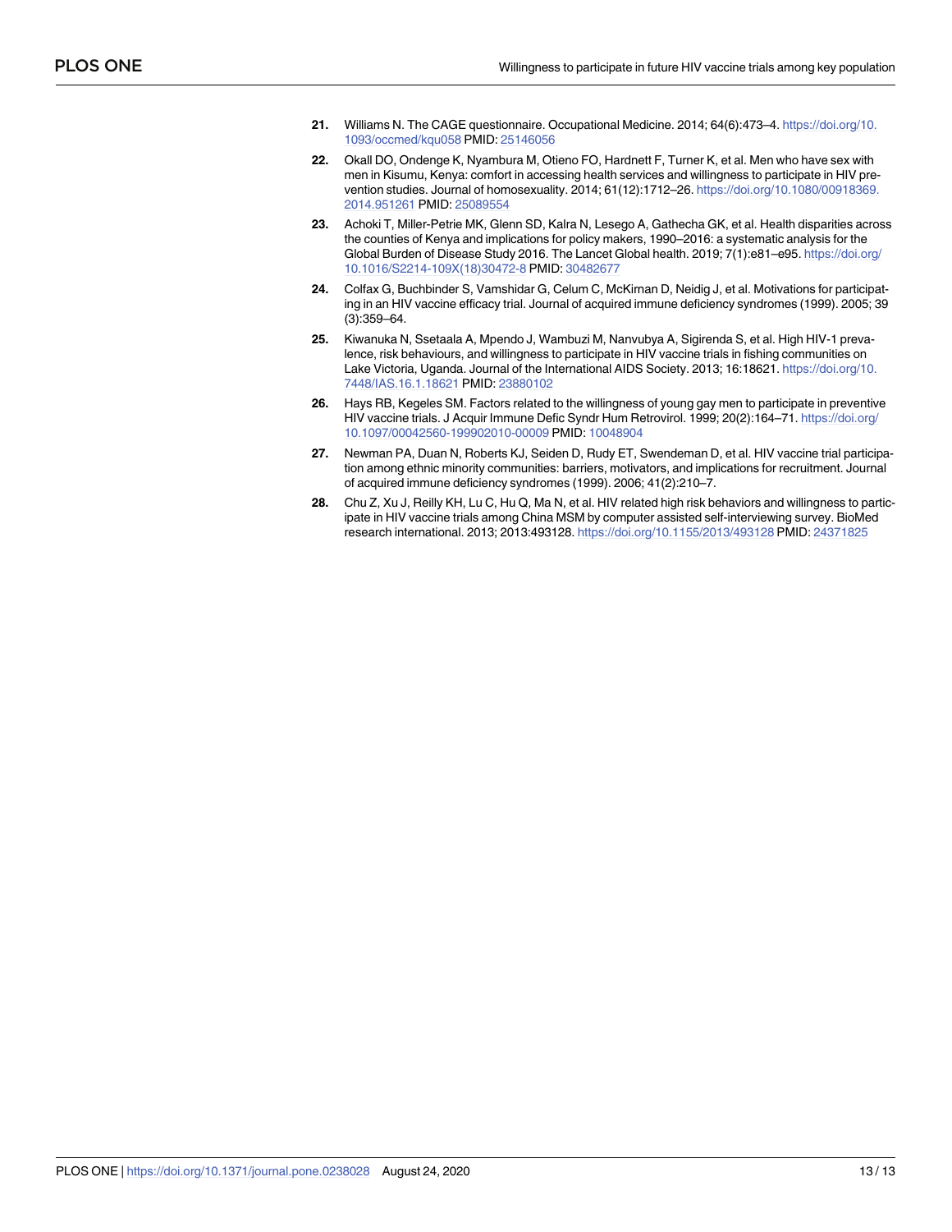21. Williams N. The CAGE questionnaire. Occupational Medicine. 2014; 64(6):473–4. https://doi.org/10.1093/occmed/kqu058 PMID: 25146056

22. Okall DO, Ondenge K, Nyambura M, Otieno FO, Hardnett F, Turner K, et al. Men who have sex with men in Kisumu, Kenya: comfort in accessing health services and willingness to participate in HIV prevention studies. Journal of homosexuality. 2014; 61(12):1712–26. https://doi.org/10.1080/00918369.2014.951261 PMID: 25089554

23. Achoki T, Miller-Petrie MK, Glenn SD, Kalra N, Lesego A, Gathecha GK, et al. Health disparities across the counties of Kenya and implications for policy makers, 1990–2016: a systematic analysis for the Global Burden of Disease Study 2016. The Lancet Global health. 2019; 7(1):e81–e95. https://doi.org/10.1016/S2214-109X(18)30472-8 PMID: 30482677

24. Colfax G, Buchbinder S, Vamshidar G, Celum C, McKirnan D, Neidig J, et al. Motivations for participating in an HIV vaccine efficacy trial. Journal of acquired immune deficiency syndromes (1999). 2005; 39 (3):359–64.

25. Kiwanuka N, Ssetaala A, Mpendo J, Wambuzi M, Nanvubya A, Sigirenda S, et al. High HIV-1 prevalence, risk behaviours, and willingness to participate in HIV vaccine trials in fishing communities on Lake Victoria, Uganda. Journal of the International AIDS Society. 2013; 16:18621. https://doi.org/10.7448/IAS.16.1.18621 PMID: 23880102

26. Hays RB, Kegeles SM. Factors related to the willingness of young gay men to participate in preventive HIV vaccine trials. J Acquir Immune Defic Syndr Hum Retrovirol. 1999; 20(2):164–71. https://doi.org/10.1097/00042560-199902010-00009 PMID: 10048904

27. Newman PA, Duan N, Roberts KJ, Seiden D, Rudy ET, Swendeman D, et al. HIV vaccine trial participation among ethnic minority communities: barriers, motivators, and implications for recruitment. Journal of acquired immune deficiency syndromes (1999). 2006; 41(2):210–7.

28. Chu Z, Xu J, Reilly KH, Lu C, Hu Q, Ma N, et al. HIV related high risk behaviors and willingness to participate in HIV vaccine trials among China MSM by computer assisted self-interviewing survey. BioMed research international. 2013; 2013:493128. https://doi.org/10.1155/2013/493128 PMID: 24371825